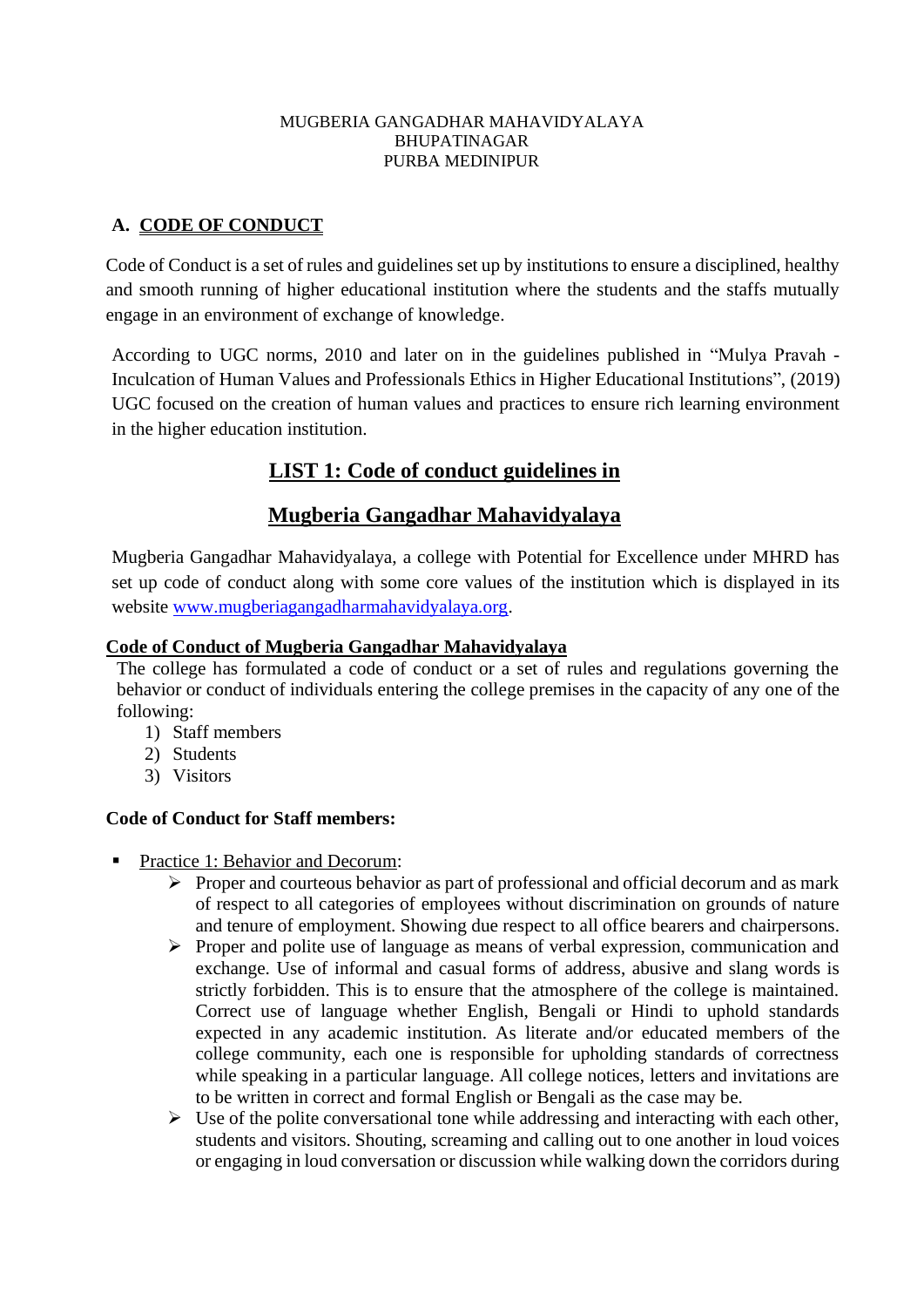MUGBERIA GANGADHAR MAHAVIDYALAYA
BHUPATINAGAR
PURBA MEDINIPUR

## A. CODE OF CONDUCT

Code of Conduct is a set of rules and guidelines set up by institutions to ensure a disciplined, healthy and smooth running of higher educational institution where the students and the staffs mutually engage in an environment of exchange of knowledge.

According to UGC norms, 2010 and later on in the guidelines published in "Mulya Pravah - Inculcation of Human Values and Professionals Ethics in Higher Educational Institutions", (2019) UGC focused on the creation of human values and practices to ensure rich learning environment in the higher education institution.

## LIST 1: Code of conduct guidelines in

## Mugberia Gangadhar Mahavidyalaya

Mugberia Gangadhar Mahavidyalaya, a college with Potential for Excellence under MHRD has set up code of conduct along with some core values of the institution which is displayed in its website www.mugberiagangadharmahavidyalaya.org.

### Code of Conduct of Mugberia Gangadhar Mahavidyalaya

The college has formulated a code of conduct or a set of rules and regulations governing the behavior or conduct of individuals entering the college premises in the capacity of any one of the following:

1) Staff members
2) Students
3) Visitors

**Code of Conduct for Staff members:**

- Practice 1: Behavior and Decorum:
  - Proper and courteous behavior as part of professional and official decorum and as mark of respect to all categories of employees without discrimination on grounds of nature and tenure of employment. Showing due respect to all office bearers and chairpersons.
  - Proper and polite use of language as means of verbal expression, communication and exchange. Use of informal and casual forms of address, abusive and slang words is strictly forbidden. This is to ensure that the atmosphere of the college is maintained. Correct use of language whether English, Bengali or Hindi to uphold standards expected in any academic institution. As literate and/or educated members of the college community, each one is responsible for upholding standards of correctness while speaking in a particular language. All college notices, letters and invitations are to be written in correct and formal English or Bengali as the case may be.
  - Use of the polite conversational tone while addressing and interacting with each other, students and visitors. Shouting, screaming and calling out to one another in loud voices or engaging in loud conversation or discussion while walking down the corridors during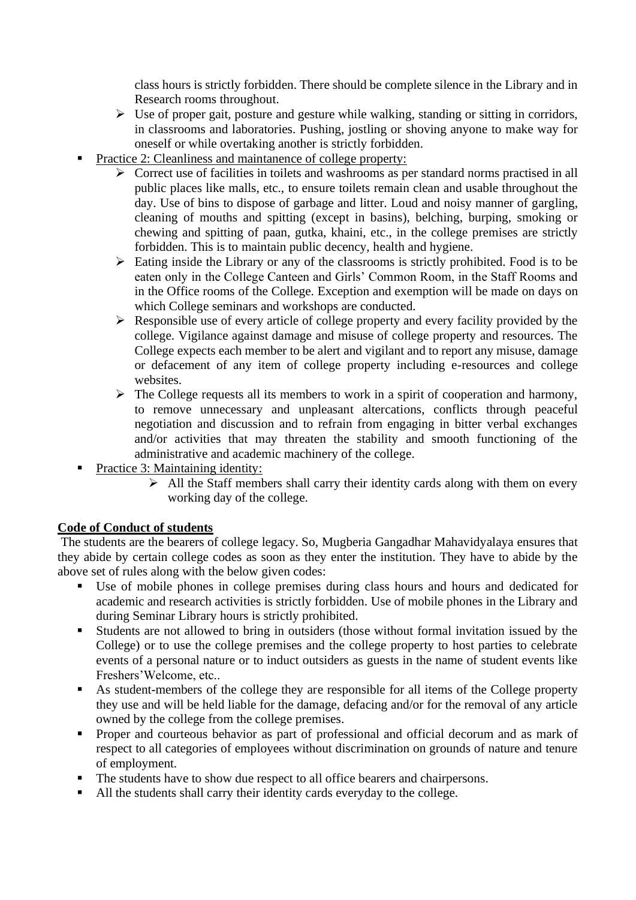class hours is strictly forbidden. There should be complete silence in the Library and in Research rooms throughout.

- Use of proper gait, posture and gesture while walking, standing or sitting in corridors, in classrooms and laboratories. Pushing, jostling or shoving anyone to make way for oneself or while overtaking another is strictly forbidden.

- <u>Practice 2: Cleanliness and maintanence of college property:</u>
  - Correct use of facilities in toilets and washrooms as per standard norms practised in all public places like malls, etc., to ensure toilets remain clean and usable throughout the day. Use of bins to dispose of garbage and litter. Loud and noisy manner of gargling, cleaning of mouths and spitting (except in basins), belching, burping, smoking or chewing and spitting of paan, gutka, khaini, etc., in the college premises are strictly forbidden. This is to maintain public decency, health and hygiene.
  - Eating inside the Library or any of the classrooms is strictly prohibited. Food is to be eaten only in the College Canteen and Girls' Common Room, in the Staff Rooms and in the Office rooms of the College. Exception and exemption will be made on days on which College seminars and workshops are conducted.
  - Responsible use of every article of college property and every facility provided by the college. Vigilance against damage and misuse of college property and resources. The College expects each member to be alert and vigilant and to report any misuse, damage or defacement of any item of college property including e-resources and college websites.
  - The College requests all its members to work in a spirit of cooperation and harmony, to remove unnecessary and unpleasant altercations, conflicts through peaceful negotiation and discussion and to refrain from engaging in bitter verbal exchanges and/or activities that may threaten the stability and smooth functioning of the administrative and academic machinery of the college.
- <u>Practice 3: Maintaining identity:</u>
  - All the Staff members shall carry their identity cards along with them on every working day of the college.

**<u>Code of Conduct of students</u>**

The students are the bearers of college legacy. So, Mugberia Gangadhar Mahavidyalaya ensures that they abide by certain college codes as soon as they enter the institution. They have to abide by the above set of rules along with the below given codes:

- Use of mobile phones in college premises during class hours and hours and dedicated for academic and research activities is strictly forbidden. Use of mobile phones in the Library and during Seminar Library hours is strictly prohibited.
- Students are not allowed to bring in outsiders (those without formal invitation issued by the College) or to use the college premises and the college property to host parties to celebrate events of a personal nature or to induct outsiders as guests in the name of student events like Freshers'Welcome, etc..
- As student-members of the college they are responsible for all items of the College property they use and will be held liable for the damage, defacing and/or for the removal of any article owned by the college from the college premises.
- Proper and courteous behavior as part of professional and official decorum and as mark of respect to all categories of employees without discrimination on grounds of nature and tenure of employment.
- The students have to show due respect to all office bearers and chairpersons.
- All the students shall carry their identity cards everyday to the college.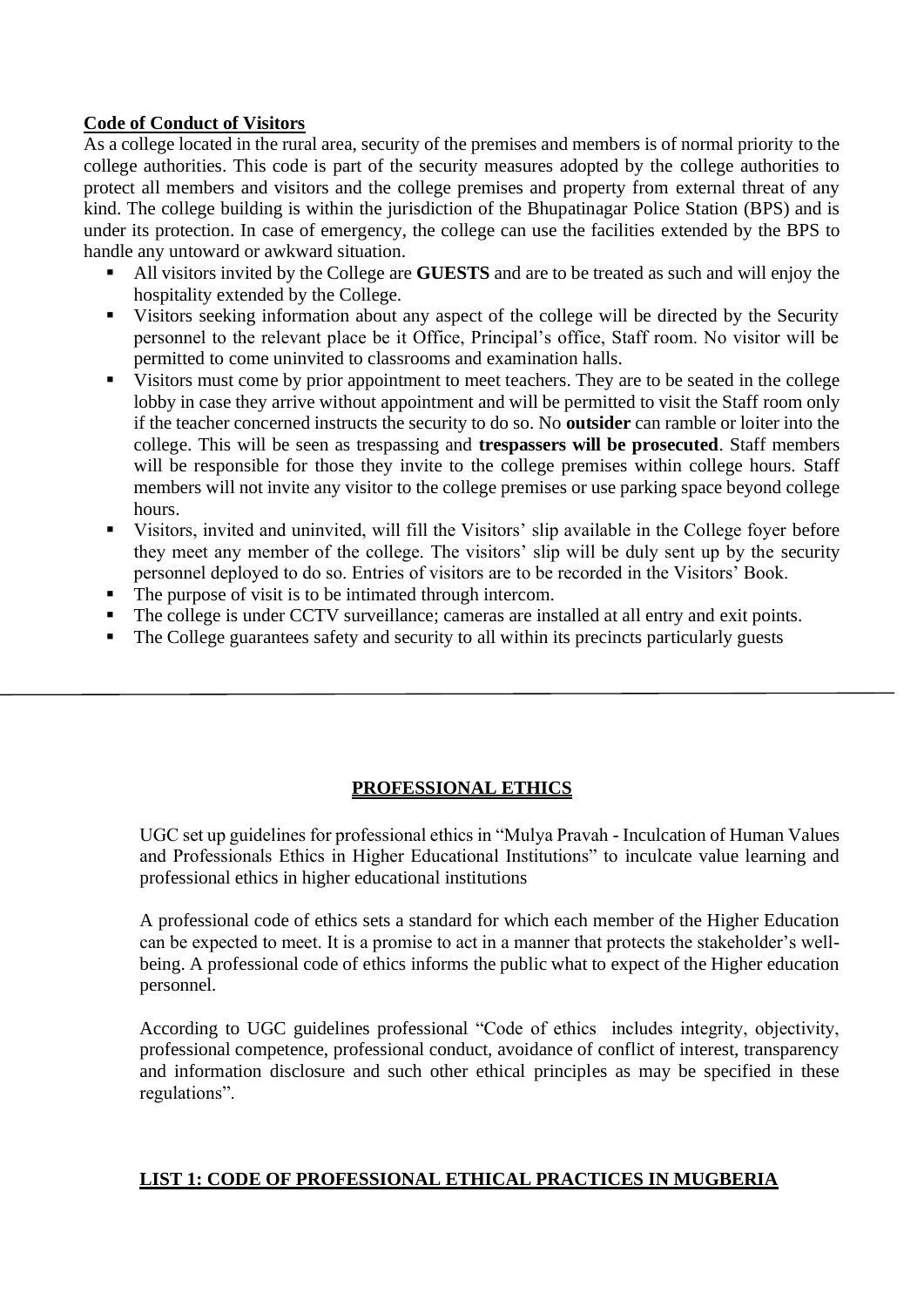**Code of Conduct of Visitors**

As a college located in the rural area, security of the premises and members is of normal priority to the college authorities. This code is part of the security measures adopted by the college authorities to protect all members and visitors and the college premises and property from external threat of any kind. The college building is within the jurisdiction of the Bhupatinagar Police Station (BPS) and is under its protection. In case of emergency, the college can use the facilities extended by the BPS to handle any untoward or awkward situation.

- All visitors invited by the College are **GUESTS** and are to be treated as such and will enjoy the hospitality extended by the College.
- Visitors seeking information about any aspect of the college will be directed by the Security personnel to the relevant place be it Office, Principal's office, Staff room. No visitor will be permitted to come uninvited to classrooms and examination halls.
- Visitors must come by prior appointment to meet teachers. They are to be seated in the college lobby in case they arrive without appointment and will be permitted to visit the Staff room only if the teacher concerned instructs the security to do so. No **outsider** can ramble or loiter into the college. This will be seen as trespassing and **trespassers will be prosecuted**. Staff members will be responsible for those they invite to the college premises within college hours. Staff members will not invite any visitor to the college premises or use parking space beyond college hours.
- Visitors, invited and uninvited, will fill the Visitors' slip available in the College foyer before they meet any member of the college. The visitors' slip will be duly sent up by the security personnel deployed to do so. Entries of visitors are to be recorded in the Visitors' Book.
- The purpose of visit is to be intimated through intercom.
- The college is under CCTV surveillance; cameras are installed at all entry and exit points.
- The College guarantees safety and security to all within its precincts particularly guests

---

## PROFESSIONAL ETHICS

UGC set up guidelines for professional ethics in "Mulya Pravah - Inculcation of Human Values and Professionals Ethics in Higher Educational Institutions" to inculcate value learning and professional ethics in higher educational institutions

A professional code of ethics sets a standard for which each member of the Higher Education can be expected to meet. It is a promise to act in a manner that protects the stakeholder's well-being. A professional code of ethics informs the public what to expect of the Higher education personnel.

According to UGC guidelines professional "Code of ethics includes integrity, objectivity, professional competence, professional conduct, avoidance of conflict of interest, transparency and information disclosure and such other ethical principles as may be specified in these regulations".

**LIST 1: CODE OF PROFESSIONAL ETHICAL PRACTICES IN MUGBERIA**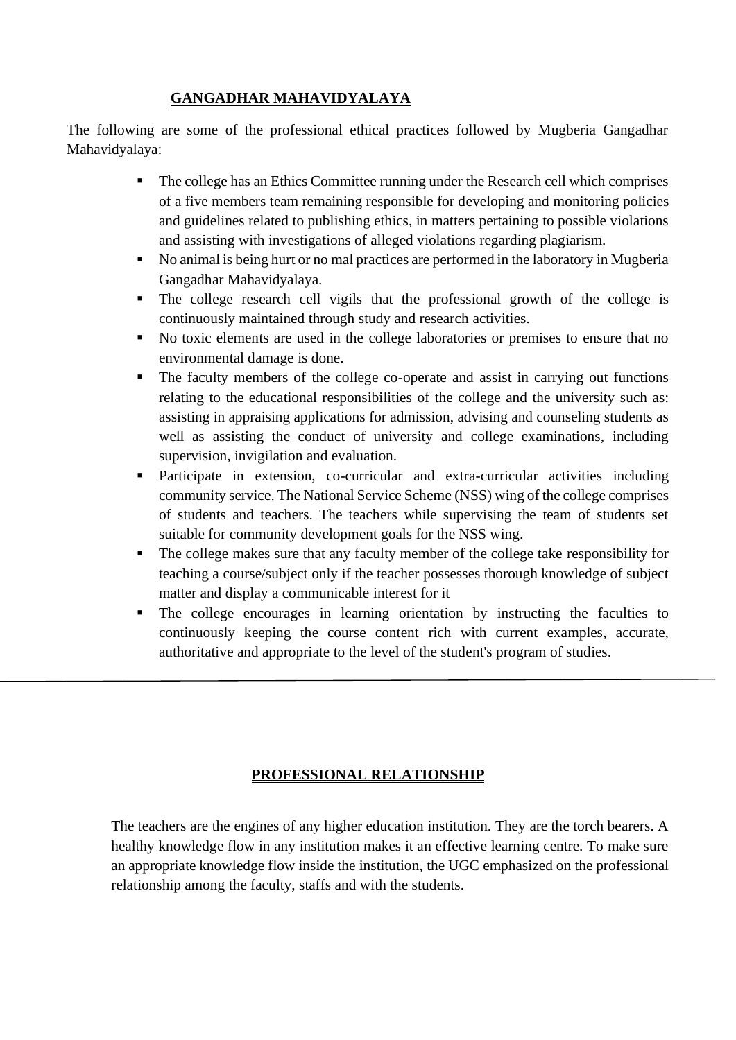## GANGADHAR MAHAVIDYALAYA

The following are some of the professional ethical practices followed by Mugberia Gangadhar Mahavidyalaya:

- The college has an Ethics Committee running under the Research cell which comprises of a five members team remaining responsible for developing and monitoring policies and guidelines related to publishing ethics, in matters pertaining to possible violations and assisting with investigations of alleged violations regarding plagiarism.
- No animal is being hurt or no mal practices are performed in the laboratory in Mugberia Gangadhar Mahavidyalaya.
- The college research cell vigils that the professional growth of the college is continuously maintained through study and research activities.
- No toxic elements are used in the college laboratories or premises to ensure that no environmental damage is done.
- The faculty members of the college co-operate and assist in carrying out functions relating to the educational responsibilities of the college and the university such as: assisting in appraising applications for admission, advising and counseling students as well as assisting the conduct of university and college examinations, including supervision, invigilation and evaluation.
- Participate in extension, co-curricular and extra-curricular activities including community service. The National Service Scheme (NSS) wing of the college comprises of students and teachers. The teachers while supervising the team of students set suitable for community development goals for the NSS wing.
- The college makes sure that any faculty member of the college take responsibility for teaching a course/subject only if the teacher possesses thorough knowledge of subject matter and display a communicable interest for it
- The college encourages in learning orientation by instructing the faculties to continuously keeping the course content rich with current examples, accurate, authoritative and appropriate to the level of the student's program of studies.

---

## PROFESSIONAL RELATIONSHIP

The teachers are the engines of any higher education institution. They are the torch bearers. A healthy knowledge flow in any institution makes it an effective learning centre. To make sure an appropriate knowledge flow inside the institution, the UGC emphasized on the professional relationship among the faculty, staffs and with the students.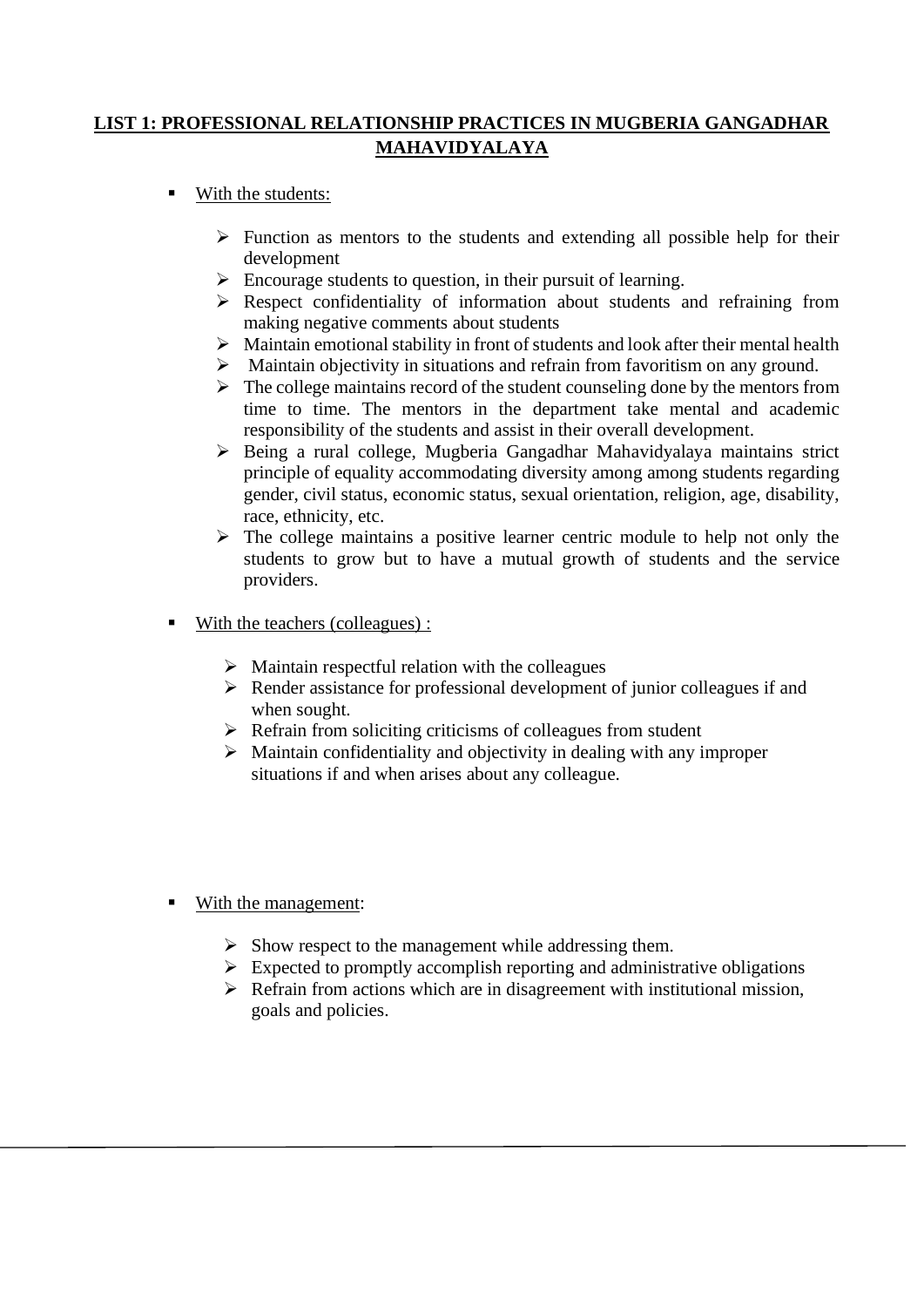## LIST 1: PROFESSIONAL RELATIONSHIP PRACTICES IN MUGBERIA GANGADHAR MAHAVIDYALAYA

- With the students:
  - Function as mentors to the students and extending all possible help for their development
  - Encourage students to question, in their pursuit of learning.
  - Respect confidentiality of information about students and refraining from making negative comments about students
  - Maintain emotional stability in front of students and look after their mental health
  - Maintain objectivity in situations and refrain from favoritism on any ground.
  - The college maintains record of the student counseling done by the mentors from time to time. The mentors in the department take mental and academic responsibility of the students and assist in their overall development.
  - Being a rural college, Mugberia Gangadhar Mahavidyalaya maintains strict principle of equality accommodating diversity among among students regarding gender, civil status, economic status, sexual orientation, religion, age, disability, race, ethnicity, etc.
  - The college maintains a positive learner centric module to help not only the students to grow but to have a mutual growth of students and the service providers.

- With the teachers (colleagues) :
  - Maintain respectful relation with the colleagues
  - Render assistance for professional development of junior colleagues if and when sought.
  - Refrain from soliciting criticisms of colleagues from student
  - Maintain confidentiality and objectivity in dealing with any improper situations if and when arises about any colleague.

- With the management:
  - Show respect to the management while addressing them.
  - Expected to promptly accomplish reporting and administrative obligations
  - Refrain from actions which are in disagreement with institutional mission, goals and policies.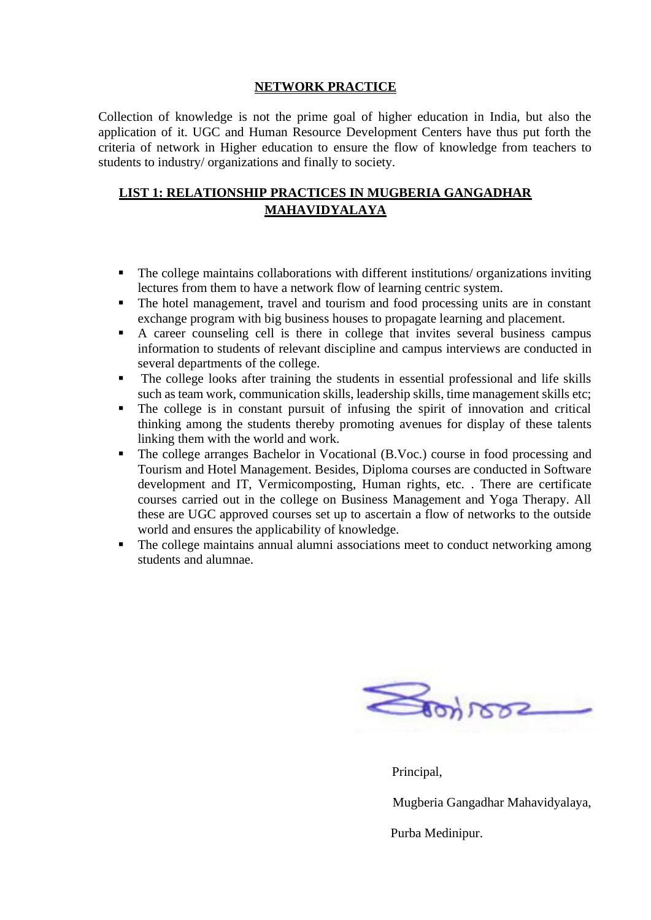## NETWORK PRACTICE

Collection of knowledge is not the prime goal of higher education in India, but also the application of it. UGC and Human Resource Development Centers have thus put forth the criteria of network in Higher education to ensure the flow of knowledge from teachers to students to industry/ organizations and finally to society.

## LIST 1: RELATIONSHIP PRACTICES IN MUGBERIA GANGADHAR MAHAVIDYALAYA

- The college maintains collaborations with different institutions/ organizations inviting lectures from them to have a network flow of learning centric system.
- The hotel management, travel and tourism and food processing units are in constant exchange program with big business houses to propagate learning and placement.
- A career counseling cell is there in college that invites several business campus information to students of relevant discipline and campus interviews are conducted in several departments of the college.
- The college looks after training the students in essential professional and life skills such as team work, communication skills, leadership skills, time management skills etc;
- The college is in constant pursuit of infusing the spirit of innovation and critical thinking among the students thereby promoting avenues for display of these talents linking them with the world and work.
- The college arranges Bachelor in Vocational (B.Voc.) course in food processing and Tourism and Hotel Management. Besides, Diploma courses are conducted in Software development and IT, Vermicomposting, Human rights, etc. . There are certificate courses carried out in the college on Business Management and Yoga Therapy. All these are UGC approved courses set up to ascertain a flow of networks to the outside world and ensures the applicability of knowledge.
- The college maintains annual alumni associations meet to conduct networking among students and alumnae.

Principal,

Mugberia Gangadhar Mahavidyalaya,

Purba Medinipur.